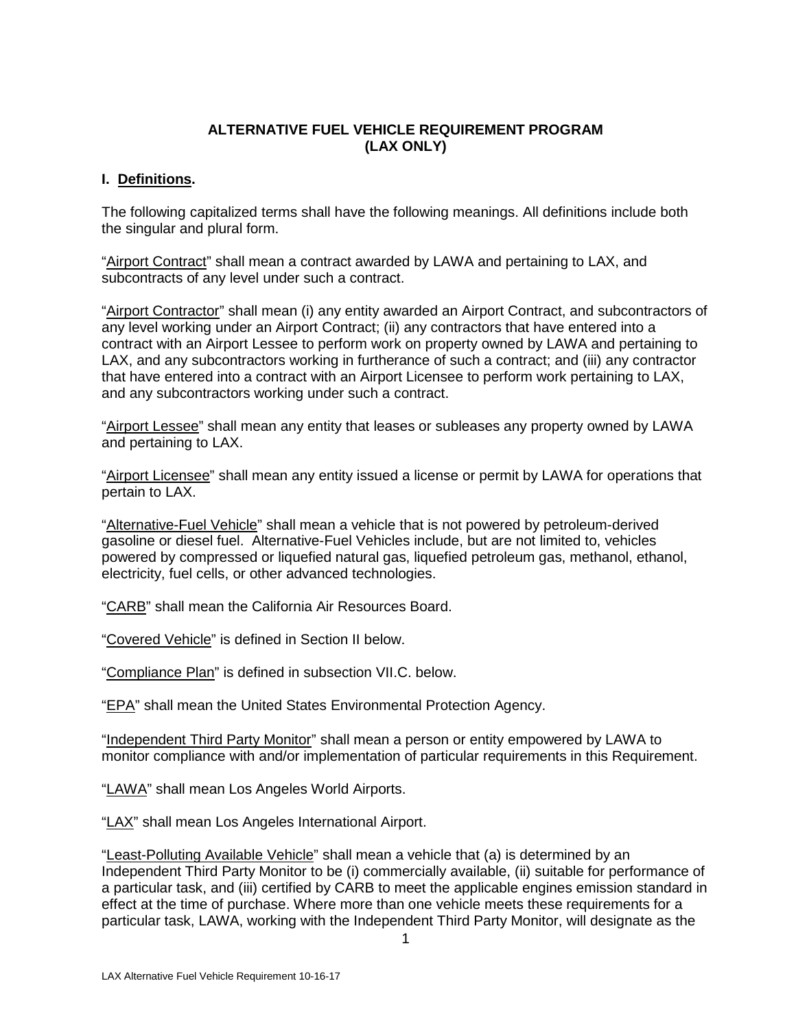# ALTERNATIVE FUEL VEHICLE REQUIREMENT PROGRAM (LAX ONLY)

## I. Definitions.

The following capitalized terms shall have the following meanings. All definitions include both the singular and plural form.

"Airport Contract" shall mean a contract awarded by LAWA and pertaining to LAX, and subcontracts of any level under such a contract.

"Airport Contractor" shall mean (i) any entity awarded an Airport Contract, and subcontractors of any level working under an Airport Contract; (ii) any contractors that have entered into a contract with an Airport Lessee to perform work on property owned by LAWA and pertaining to LAX, and any subcontractors working in furtherance of such a contract; and (iii) any contractor that have entered into a contract with an Airport Licensee to perform work pertaining to LAX, and any subcontractors working under such a contract.

"Airport Lessee" shall mean any entity that leases or subleases any property owned by LAWA and pertaining to LAX.

"Airport Licensee" shall mean any entity issued a license or permit by LAWA for operations that pertain to LAX.

"Alternative-Fuel Vehicle" shall mean a vehicle that is not powered by petroleum-derived gasoline or diesel fuel. Alternative-Fuel Vehicles include, but are not limited to, vehicles powered by compressed or liquefied natural gas, liquefied petroleum gas, methanol, ethanol, electricity, fuel cells, or other advanced technologies.

"CARB" shall mean the California Air Resources Board.

"Covered Vehicle" is defined in Section II below.

"Compliance Plan" is defined in subsection VII.C. below.

"EPA" shall mean the United States Environmental Protection Agency.

"Independent Third Party Monitor" shall mean a person or entity empowered by LAWA to monitor compliance with and/or implementation of particular requirements in this Requirement.

"LAWA" shall mean Los Angeles World Airports.

"LAX" shall mean Los Angeles International Airport.

"Least-Polluting Available Vehicle" shall mean a vehicle that (a) is determined by an Independent Third Party Monitor to be (i) commercially available, (ii) suitable for performance of a particular task, and (iii) certified by CARB to meet the applicable engines emission standard in effect at the time of purchase. Where more than one vehicle meets these requirements for a particular task, LAWA, working with the Independent Third Party Monitor, will designate as the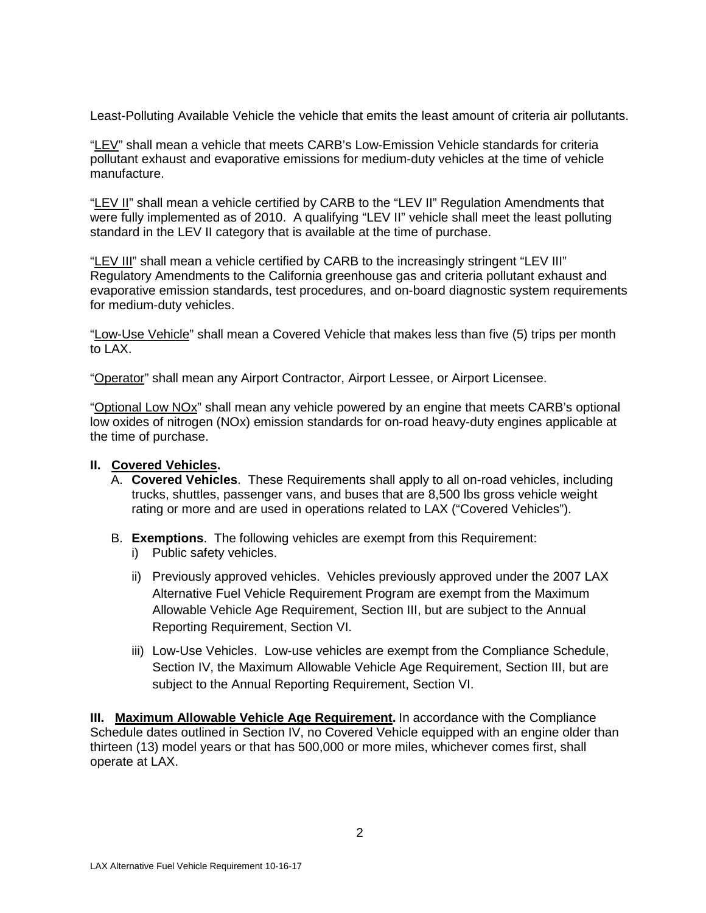Least-Polluting Available Vehicle the vehicle that emits the least amount of criteria air pollutants.

"LEV" shall mean a vehicle that meets CARB's Low-Emission Vehicle standards for criteria pollutant exhaust and evaporative emissions for medium-duty vehicles at the time of vehicle manufacture.

"LEV II" shall mean a vehicle certified by CARB to the "LEV II" Regulation Amendments that were fully implemented as of 2010. A qualifying "LEV II" vehicle shall meet the least polluting standard in the LEV II category that is available at the time of purchase.

"LEV III" shall mean a vehicle certified by CARB to the increasingly stringent "LEV III" Regulatory Amendments to the California greenhouse gas and criteria pollutant exhaust and evaporative emission standards, test procedures, and on-board diagnostic system requirements for medium-duty vehicles.

"Low-Use Vehicle" shall mean a Covered Vehicle that makes less than five (5) trips per month to LAX.

"Operator" shall mean any Airport Contractor, Airport Lessee, or Airport Licensee.

"Optional Low NOx" shall mean any vehicle powered by an engine that meets CARB's optional low oxides of nitrogen (NOx) emission standards for on-road heavy-duty engines applicable at the time of purchase.

## II. Covered Vehicles.

A. **Covered Vehicles**. These Requirements shall apply to all on-road vehicles, including trucks, shuttles, passenger vans, and buses that are 8,500 lbs gross vehicle weight rating or more and are used in operations related to LAX ("Covered Vehicles").

B. **Exemptions**. The following vehicles are exempt from this Requirement:

i) Public safety vehicles.

ii) Previously approved vehicles. Vehicles previously approved under the 2007 LAX Alternative Fuel Vehicle Requirement Program are exempt from the Maximum Allowable Vehicle Age Requirement, Section III, but are subject to the Annual Reporting Requirement, Section VI.

iii) Low-Use Vehicles. Low-use vehicles are exempt from the Compliance Schedule, Section IV, the Maximum Allowable Vehicle Age Requirement, Section III, but are subject to the Annual Reporting Requirement, Section VI.

**III. Maximum Allowable Vehicle Age Requirement.** In accordance with the Compliance Schedule dates outlined in Section IV, no Covered Vehicle equipped with an engine older than thirteen (13) model years or that has 500,000 or more miles, whichever comes first, shall operate at LAX.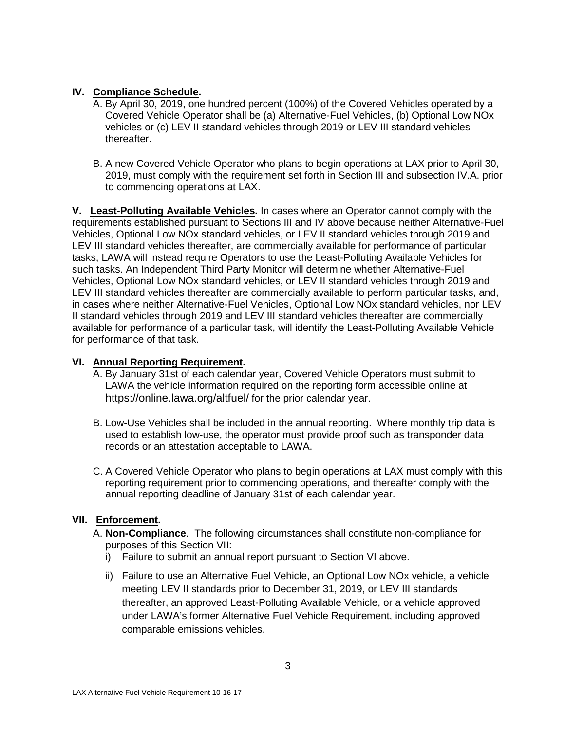## IV. Compliance Schedule.

A. By April 30, 2019, one hundred percent (100%) of the Covered Vehicles operated by a Covered Vehicle Operator shall be (a) Alternative-Fuel Vehicles, (b) Optional Low NOx vehicles or (c) LEV II standard vehicles through 2019 or LEV III standard vehicles thereafter.

B. A new Covered Vehicle Operator who plans to begin operations at LAX prior to April 30, 2019, must comply with the requirement set forth in Section III and subsection IV.A. prior to commencing operations at LAX.

**V. Least-Polluting Available Vehicles.** In cases where an Operator cannot comply with the requirements established pursuant to Sections III and IV above because neither Alternative-Fuel Vehicles, Optional Low NOx standard vehicles, or LEV II standard vehicles through 2019 and LEV III standard vehicles thereafter, are commercially available for performance of particular tasks, LAWA will instead require Operators to use the Least-Polluting Available Vehicles for such tasks. An Independent Third Party Monitor will determine whether Alternative-Fuel Vehicles, Optional Low NOx standard vehicles, or LEV II standard vehicles through 2019 and LEV III standard vehicles thereafter are commercially available to perform particular tasks, and, in cases where neither Alternative-Fuel Vehicles, Optional Low NOx standard vehicles, nor LEV II standard vehicles through 2019 and LEV III standard vehicles thereafter are commercially available for performance of a particular task, will identify the Least-Polluting Available Vehicle for performance of that task.

## VI. Annual Reporting Requirement.

A. By January 31st of each calendar year, Covered Vehicle Operators must submit to LAWA the vehicle information required on the reporting form accessible online at https://online.lawa.org/altfuel/ for the prior calendar year.

B. Low-Use Vehicles shall be included in the annual reporting. Where monthly trip data is used to establish low-use, the operator must provide proof such as transponder data records or an attestation acceptable to LAWA.

C. A Covered Vehicle Operator who plans to begin operations at LAX must comply with this reporting requirement prior to commencing operations, and thereafter comply with the annual reporting deadline of January 31st of each calendar year.

## VII. Enforcement.

A. **Non-Compliance**. The following circumstances shall constitute non-compliance for purposes of this Section VII:

i) Failure to submit an annual report pursuant to Section VI above.

ii) Failure to use an Alternative Fuel Vehicle, an Optional Low NOx vehicle, a vehicle meeting LEV II standards prior to December 31, 2019, or LEV III standards thereafter, an approved Least-Polluting Available Vehicle, or a vehicle approved under LAWA's former Alternative Fuel Vehicle Requirement, including approved comparable emissions vehicles.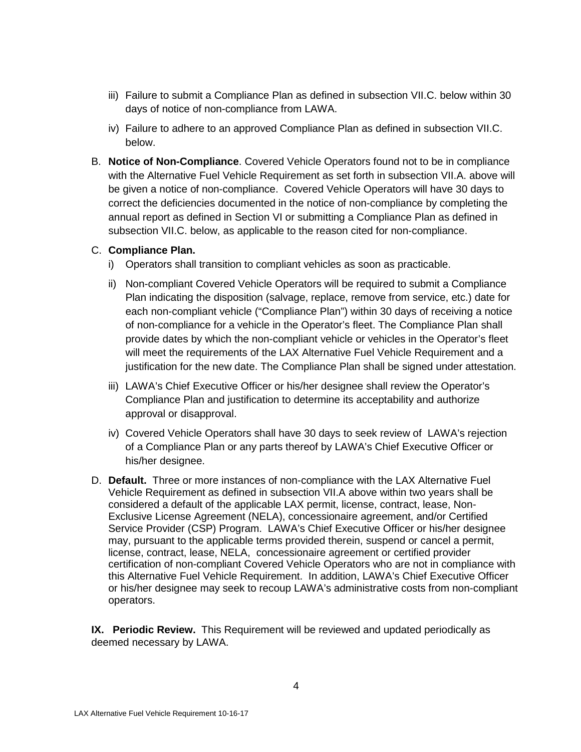iii) Failure to submit a Compliance Plan as defined in subsection VII.C. below within 30 days of notice of non-compliance from LAWA.

iv) Failure to adhere to an approved Compliance Plan as defined in subsection VII.C. below.

B. **Notice of Non-Compliance**. Covered Vehicle Operators found not to be in compliance with the Alternative Fuel Vehicle Requirement as set forth in subsection VII.A. above will be given a notice of non-compliance. Covered Vehicle Operators will have 30 days to correct the deficiencies documented in the notice of non-compliance by completing the annual report as defined in Section VI or submitting a Compliance Plan as defined in subsection VII.C. below, as applicable to the reason cited for non-compliance.

C. **Compliance Plan.**

i) Operators shall transition to compliant vehicles as soon as practicable.

ii) Non-compliant Covered Vehicle Operators will be required to submit a Compliance Plan indicating the disposition (salvage, replace, remove from service, etc.) date for each non-compliant vehicle ("Compliance Plan") within 30 days of receiving a notice of non-compliance for a vehicle in the Operator's fleet. The Compliance Plan shall provide dates by which the non-compliant vehicle or vehicles in the Operator's fleet will meet the requirements of the LAX Alternative Fuel Vehicle Requirement and a justification for the new date. The Compliance Plan shall be signed under attestation.

iii) LAWA's Chief Executive Officer or his/her designee shall review the Operator's Compliance Plan and justification to determine its acceptability and authorize approval or disapproval.

iv) Covered Vehicle Operators shall have 30 days to seek review of LAWA's rejection of a Compliance Plan or any parts thereof by LAWA's Chief Executive Officer or his/her designee.

D. **Default.** Three or more instances of non-compliance with the LAX Alternative Fuel Vehicle Requirement as defined in subsection VII.A above within two years shall be considered a default of the applicable LAX permit, license, contract, lease, Non-Exclusive License Agreement (NELA), concessionaire agreement, and/or Certified Service Provider (CSP) Program. LAWA's Chief Executive Officer or his/her designee may, pursuant to the applicable terms provided therein, suspend or cancel a permit, license, contract, lease, NELA, concessionaire agreement or certified provider certification of non-compliant Covered Vehicle Operators who are not in compliance with this Alternative Fuel Vehicle Requirement. In addition, LAWA's Chief Executive Officer or his/her designee may seek to recoup LAWA's administrative costs from non-compliant operators.

**IX. Periodic Review.** This Requirement will be reviewed and updated periodically as deemed necessary by LAWA.